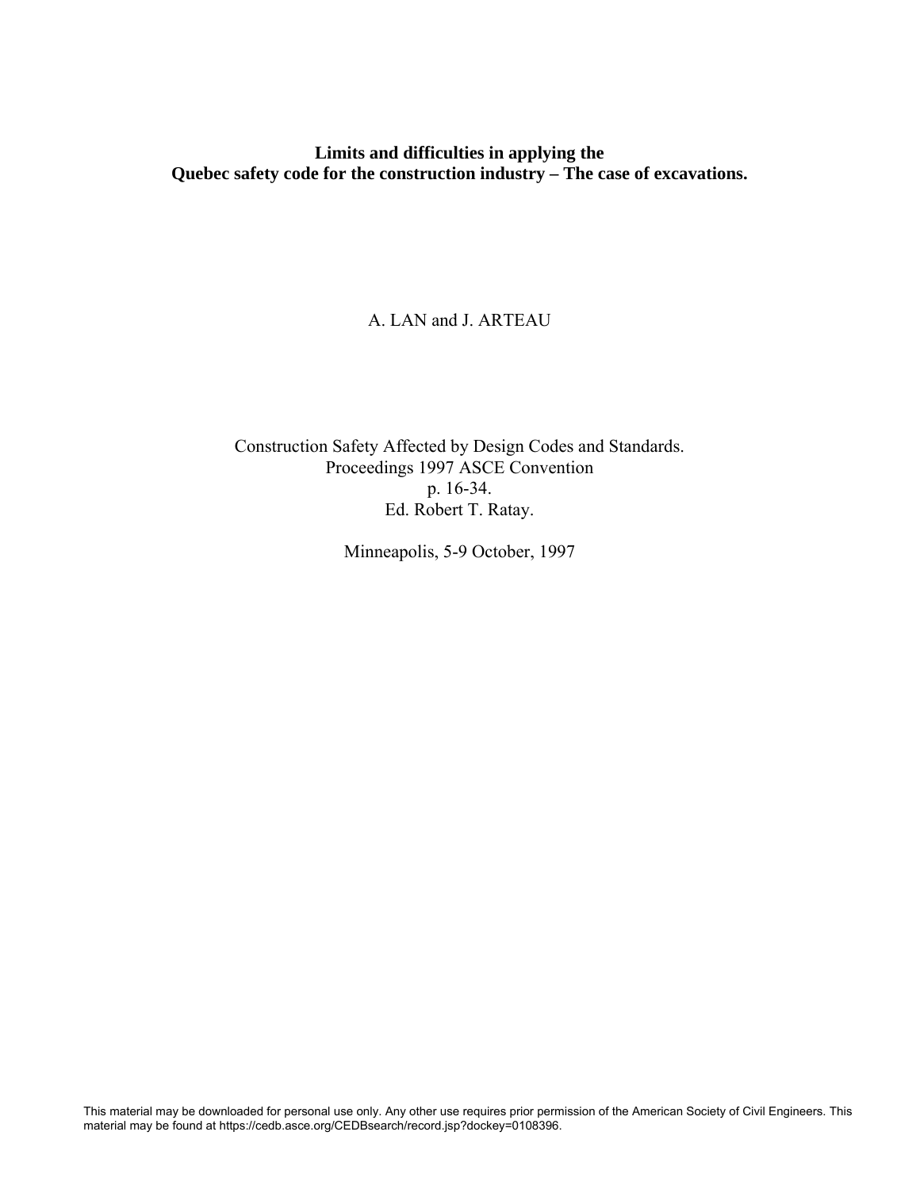# Limits and difficulties in applying the Quebec safety code for the construction industry – The case of excavations.

A. LAN and J. ARTEAU

Construction Safety Affected by Design Codes and Standards.
Proceedings 1997 ASCE Convention
p. 16-34.
Ed. Robert T. Ratay.

Minneapolis, 5-9 October, 1997

This material may be downloaded for personal use only. Any other use requires prior permission of the American Society of Civil Engineers. This material may be found at https://cedb.asce.org/CEDBsearch/record.jsp?dockey=0108396.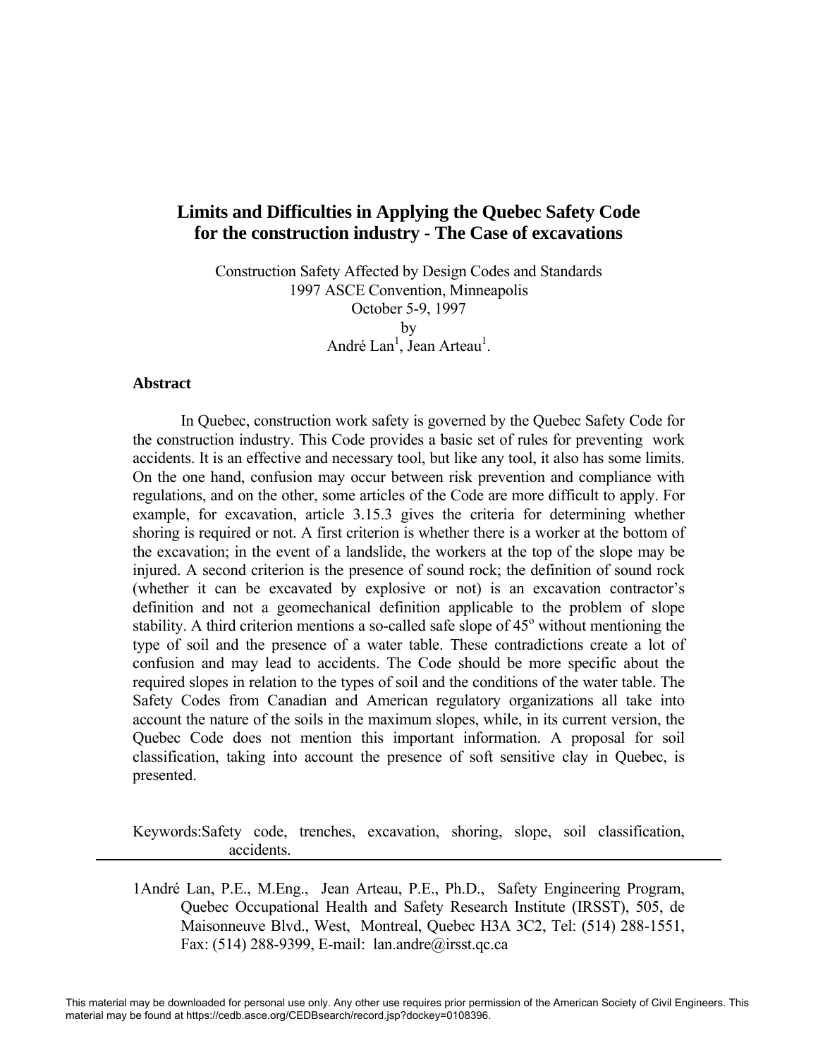# Limits and Difficulties in Applying the Quebec Safety Code for the construction industry - The Case of excavations

Construction Safety Affected by Design Codes and Standards
1997 ASCE Convention, Minneapolis
October 5-9, 1997
by
André Lan[1], Jean Arteau[1].

## Abstract

In Quebec, construction work safety is governed by the Quebec Safety Code for the construction industry. This Code provides a basic set of rules for preventing work accidents. It is an effective and necessary tool, but like any tool, it also has some limits. On the one hand, confusion may occur between risk prevention and compliance with regulations, and on the other, some articles of the Code are more difficult to apply. For example, for excavation, article 3.15.3 gives the criteria for determining whether shoring is required or not. A first criterion is whether there is a worker at the bottom of the excavation; in the event of a landslide, the workers at the top of the slope may be injured. A second criterion is the presence of sound rock; the definition of sound rock (whether it can be excavated by explosive or not) is an excavation contractor's definition and not a geomechanical definition applicable to the problem of slope stability. A third criterion mentions a so-called safe slope of 45$^{o}$ without mentioning the type of soil and the presence of a water table. These contradictions create a lot of confusion and may lead to accidents. The Code should be more specific about the required slopes in relation to the types of soil and the conditions of the water table. The Safety Codes from Canadian and American regulatory organizations all take into account the nature of the soils in the maximum slopes, while, in its current version, the Quebec Code does not mention this important information. A proposal for soil classification, taking into account the presence of soft sensitive clay in Quebec, is presented.

Keywords: Safety code, trenches, excavation, shoring, slope, soil classification, accidents.

---

1André Lan, P.E., M.Eng., Jean Arteau, P.E., Ph.D., Safety Engineering Program, Quebec Occupational Health and Safety Research Institute (IRSST), 505, de Maisonneuve Blvd., West, Montreal, Quebec H3A 3C2, Tel: (514) 288-1551, Fax: (514) 288-9399, E-mail: lan.andre@irsst.qc.ca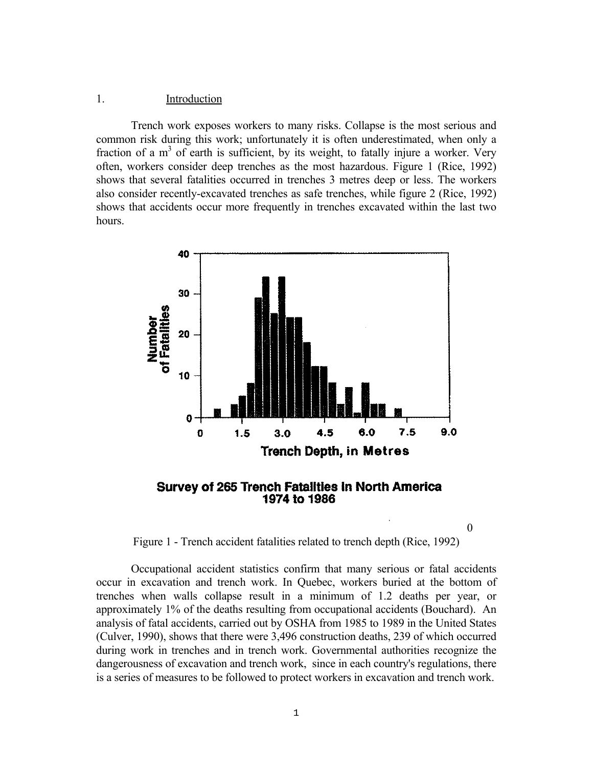## 1. Introduction

Trench work exposes workers to many risks. Collapse is the most serious and common risk during this work; unfortunately it is often underestimated, when only a fraction of a $m^3$ of earth is sufficient, by its weight, to fatally injure a worker. Very often, workers consider deep trenches as the most hazardous. Figure 1 (Rice, 1992) shows that several fatalities occurred in trenches 3 metres deep or less. The workers also consider recently-excavated trenches as safe trenches, while figure 2 (Rice, 1992) shows that accidents occur more frequently in trenches excavated within the last two hours.

Figure 1 - Trench accident fatalities related to trench depth (Rice, 1992)

Occupational accident statistics confirm that many serious or fatal accidents occur in excavation and trench work. In Quebec, workers buried at the bottom of trenches when walls collapse result in a minimum of 1.2 deaths per year, or approximately 1% of the deaths resulting from occupational accidents (Bouchard). An analysis of fatal accidents, carried out by OSHA from 1985 to 1989 in the United States (Culver, 1990), shows that there were 3,496 construction deaths, 239 of which occurred during work in trenches and in trench work. Governmental authorities recognize the dangerousness of excavation and trench work, since in each country's regulations, there is a series of measures to be followed to protect workers in excavation and trench work.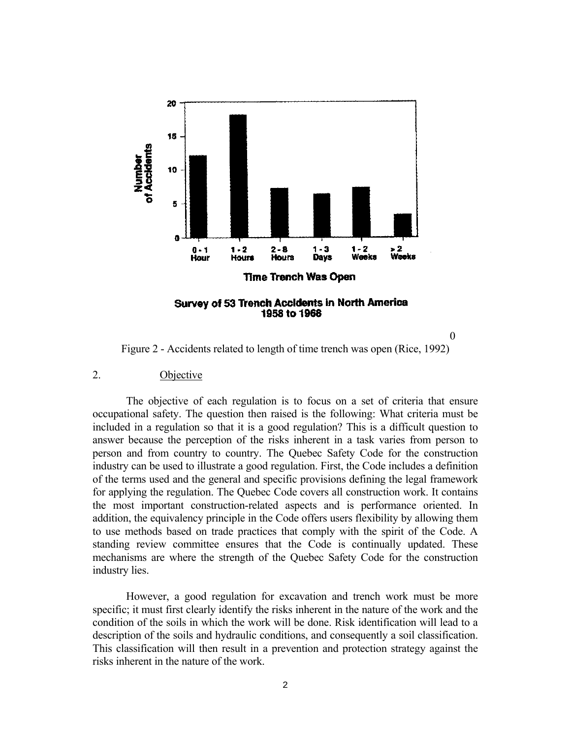Figure 2 - Accidents related to length of time trench was open (Rice, 1992)

## 2. Objective

The objective of each regulation is to focus on a set of criteria that ensure occupational safety. The question then raised is the following: What criteria must be included in a regulation so that it is a good regulation? This is a difficult question to answer because the perception of the risks inherent in a task varies from person to person and from country to country. The Quebec Safety Code for the construction industry can be used to illustrate a good regulation. First, the Code includes a definition of the terms used and the general and specific provisions defining the legal framework for applying the regulation. The Quebec Code covers all construction work. It contains the most important construction-related aspects and is performance oriented. In addition, the equivalency principle in the Code offers users flexibility by allowing them to use methods based on trade practices that comply with the spirit of the Code. A standing review committee ensures that the Code is continually updated. These mechanisms are where the strength of the Quebec Safety Code for the construction industry lies.

However, a good regulation for excavation and trench work must be more specific; it must first clearly identify the risks inherent in the nature of the work and the condition of the soils in which the work will be done. Risk identification will lead to a description of the soils and hydraulic conditions, and consequently a soil classification. This classification will then result in a prevention and protection strategy against the risks inherent in the nature of the work.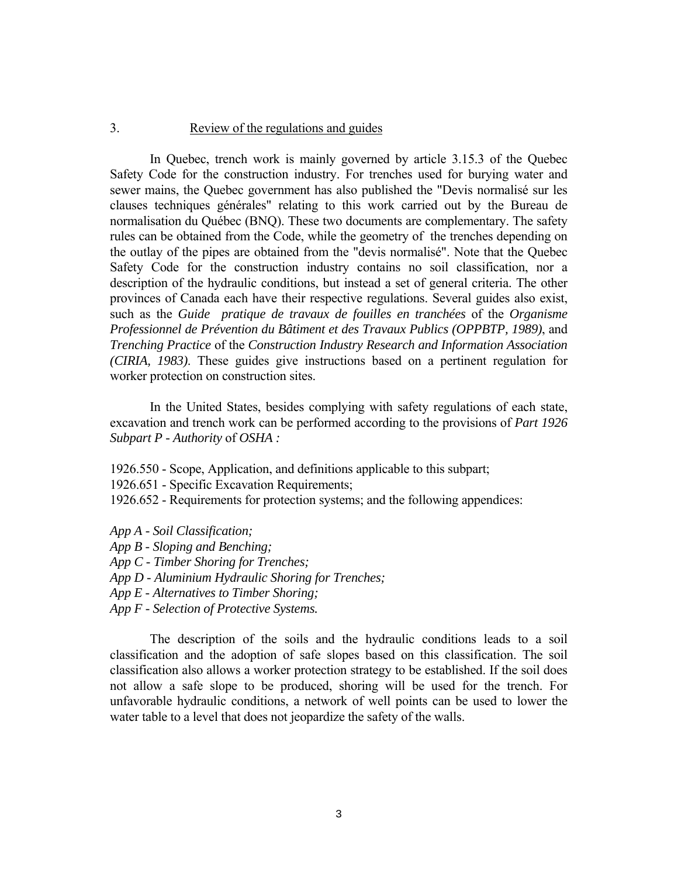## 3. Review of the regulations and guides

In Quebec, trench work is mainly governed by article 3.15.3 of the Quebec Safety Code for the construction industry. For trenches used for burying water and sewer mains, the Quebec government has also published the "Devis normalisé sur les clauses techniques générales" relating to this work carried out by the Bureau de normalisation du Québec (BNQ). These two documents are complementary. The safety rules can be obtained from the Code, while the geometry of the trenches depending on the outlay of the pipes are obtained from the "devis normalisé". Note that the Quebec Safety Code for the construction industry contains no soil classification, nor a description of the hydraulic conditions, but instead a set of general criteria. The other provinces of Canada each have their respective regulations. Several guides also exist, such as the *Guide pratique de travaux de fouilles en tranchées* of the *Organisme Professionnel de Prévention du Bâtiment et des Travaux Publics (OPPBTP, 1989)*, and *Trenching Practice* of the *Construction Industry Research and Information Association (CIRIA, 1983)*. These guides give instructions based on a pertinent regulation for worker protection on construction sites.

In the United States, besides complying with safety regulations of each state, excavation and trench work can be performed according to the provisions of *Part 1926 Subpart P - Authority* of *OSHA :*

1926.550 - Scope, Application, and definitions applicable to this subpart;
1926.651 - Specific Excavation Requirements;
1926.652 - Requirements for protection systems; and the following appendices:

*App A - Soil Classification;*
*App B - Sloping and Benching;*
*App C - Timber Shoring for Trenches;*
*App D - Aluminium Hydraulic Shoring for Trenches;*
*App E - Alternatives to Timber Shoring;*
*App F - Selection of Protective Systems.*

The description of the soils and the hydraulic conditions leads to a soil classification and the adoption of safe slopes based on this classification. The soil classification also allows a worker protection strategy to be established. If the soil does not allow a safe slope to be produced, shoring will be used for the trench. For unfavorable hydraulic conditions, a network of well points can be used to lower the water table to a level that does not jeopardize the safety of the walls.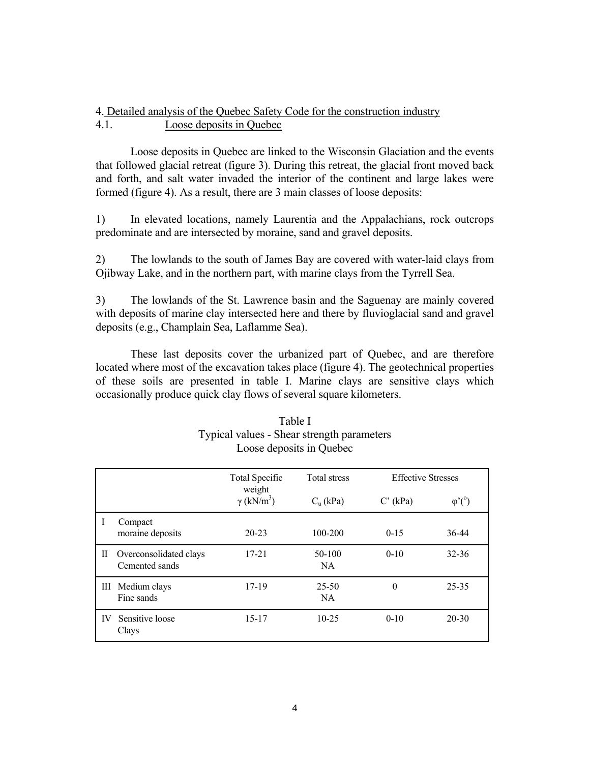## 4. Detailed analysis of the Quebec Safety Code for the construction industry

### 4.1. Loose deposits in Quebec

Loose deposits in Quebec are linked to the Wisconsin Glaciation and the events that followed glacial retreat (figure 3). During this retreat, the glacial front moved back and forth, and salt water invaded the interior of the continent and large lakes were formed (figure 4). As a result, there are 3 main classes of loose deposits:

1) In elevated locations, namely Laurentia and the Appalachians, rock outcrops predominate and are intersected by moraine, sand and gravel deposits.

2) The lowlands to the south of James Bay are covered with water-laid clays from Ojibway Lake, and in the northern part, with marine clays from the Tyrrell Sea.

3) The lowlands of the St. Lawrence basin and the Saguenay are mainly covered with deposits of marine clay intersected here and there by fluvioglacial sand and gravel deposits (e.g., Champlain Sea, Laflamme Sea).

These last deposits cover the urbanized part of Quebec, and are therefore located where most of the excavation takes place (figure 4). The geotechnical properties of these soils are presented in table I. Marine clays are sensitive clays which occasionally produce quick clay flows of several square kilometers.

Table I
Typical values - Shear strength parameters
Loose deposits in Quebec

| | Total Specific weight $\gamma$ (kN/m$^3$) | Total stress $C_u$ (kPa) | Effective Stresses C' (kPa) | Effective Stresses $\varphi'$(°) |
|---|---|---|---|---|
| I Compact moraine deposits | 20-23 | 100-200 | 0-15 | 36-44 |
| II Overconsolidated clays<br>Cemented sands | 17-21 | 50-100<br>NA | 0-10 | 32-36 |
| III Medium clays<br>Fine sands | 17-19 | 25-50<br>NA | 0 | 25-35 |
| IV Sensitive loose Clays | 15-17 | 10-25 | 0-10 | 20-30 |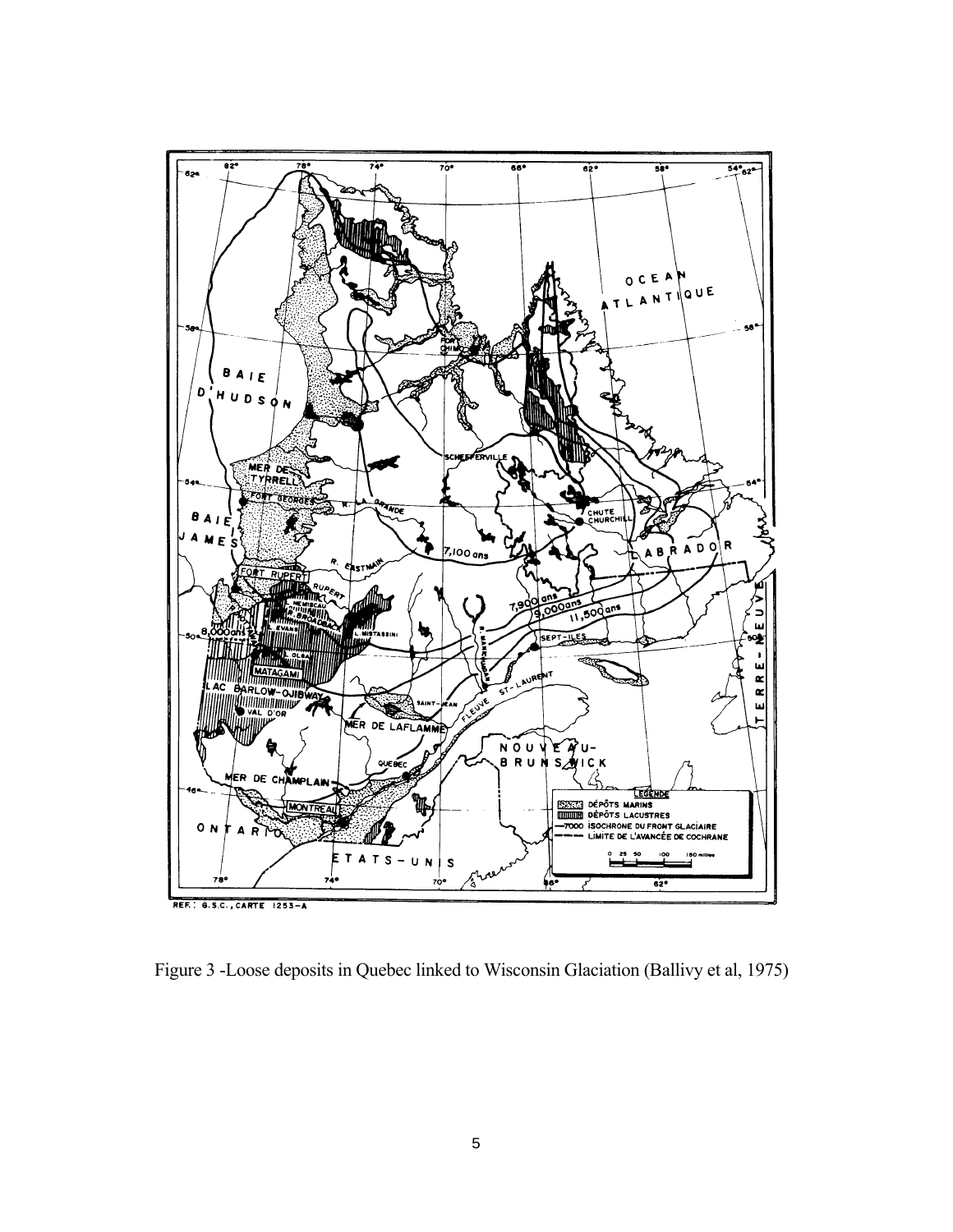Figure 3 -Loose deposits in Quebec linked to Wisconsin Glaciation (Ballivy et al, 1975)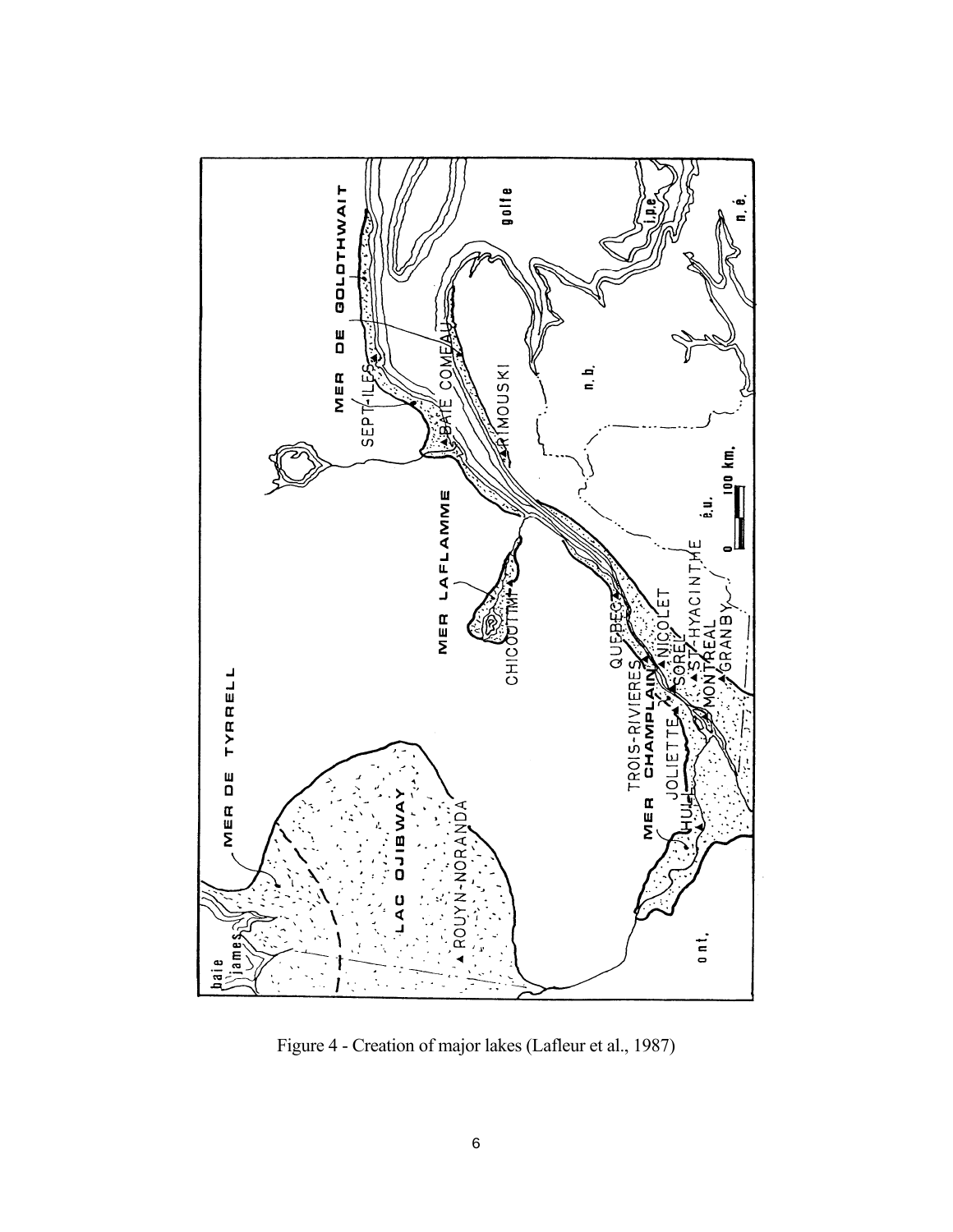Figure 4 - Creation of major lakes (Lafleur et al., 1987)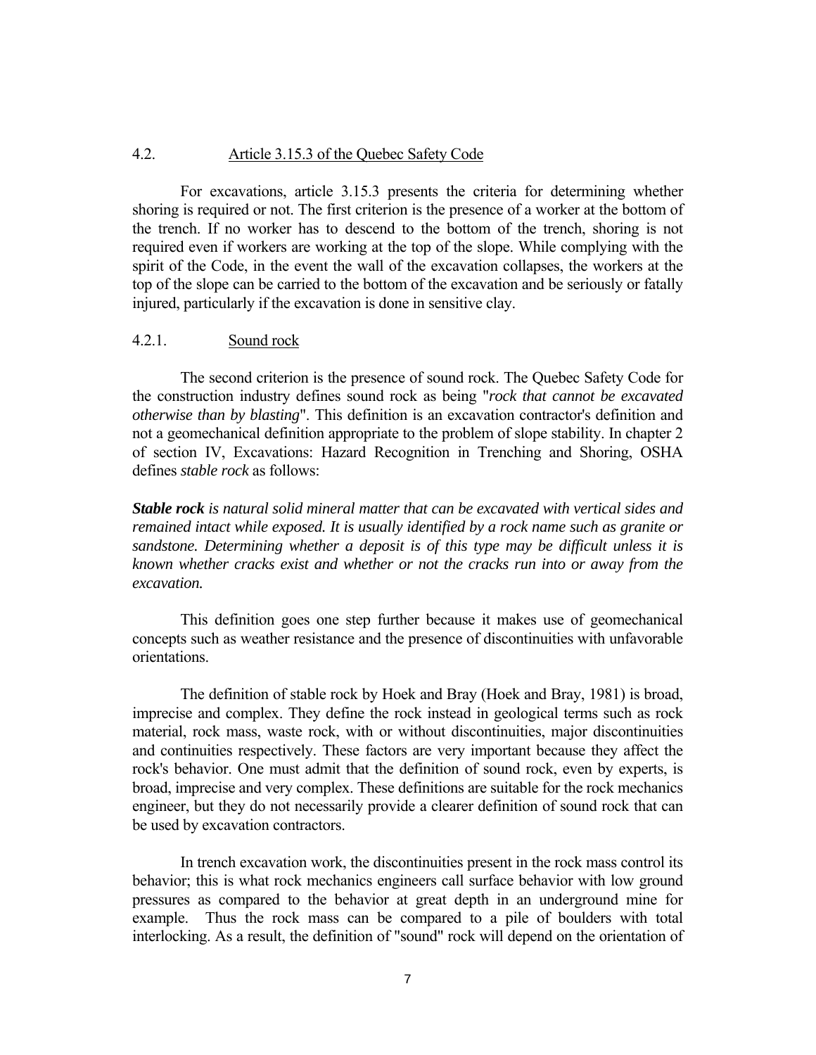## 4.2. Article 3.15.3 of the Quebec Safety Code

For excavations, article 3.15.3 presents the criteria for determining whether shoring is required or not. The first criterion is the presence of a worker at the bottom of the trench. If no worker has to descend to the bottom of the trench, shoring is not required even if workers are working at the top of the slope. While complying with the spirit of the Code, in the event the wall of the excavation collapses, the workers at the top of the slope can be carried to the bottom of the excavation and be seriously or fatally injured, particularly if the excavation is done in sensitive clay.

### 4.2.1. Sound rock

The second criterion is the presence of sound rock. The Quebec Safety Code for the construction industry defines sound rock as being "*rock that cannot be excavated otherwise than by blasting*". This definition is an excavation contractor's definition and not a geomechanical definition appropriate to the problem of slope stability. In chapter 2 of section IV, Excavations: Hazard Recognition in Trenching and Shoring, OSHA defines *stable rock* as follows:

***Stable rock** is natural solid mineral matter that can be excavated with vertical sides and remained intact while exposed. It is usually identified by a rock name such as granite or sandstone. Determining whether a deposit is of this type may be difficult unless it is known whether cracks exist and whether or not the cracks run into or away from the excavation.*

This definition goes one step further because it makes use of geomechanical concepts such as weather resistance and the presence of discontinuities with unfavorable orientations.

The definition of stable rock by Hoek and Bray (Hoek and Bray, 1981) is broad, imprecise and complex. They define the rock instead in geological terms such as rock material, rock mass, waste rock, with or without discontinuities, major discontinuities and continuities respectively. These factors are very important because they affect the rock's behavior. One must admit that the definition of sound rock, even by experts, is broad, imprecise and very complex. These definitions are suitable for the rock mechanics engineer, but they do not necessarily provide a clearer definition of sound rock that can be used by excavation contractors.

In trench excavation work, the discontinuities present in the rock mass control its behavior; this is what rock mechanics engineers call surface behavior with low ground pressures as compared to the behavior at great depth in an underground mine for example. Thus the rock mass can be compared to a pile of boulders with total interlocking. As a result, the definition of "sound" rock will depend on the orientation of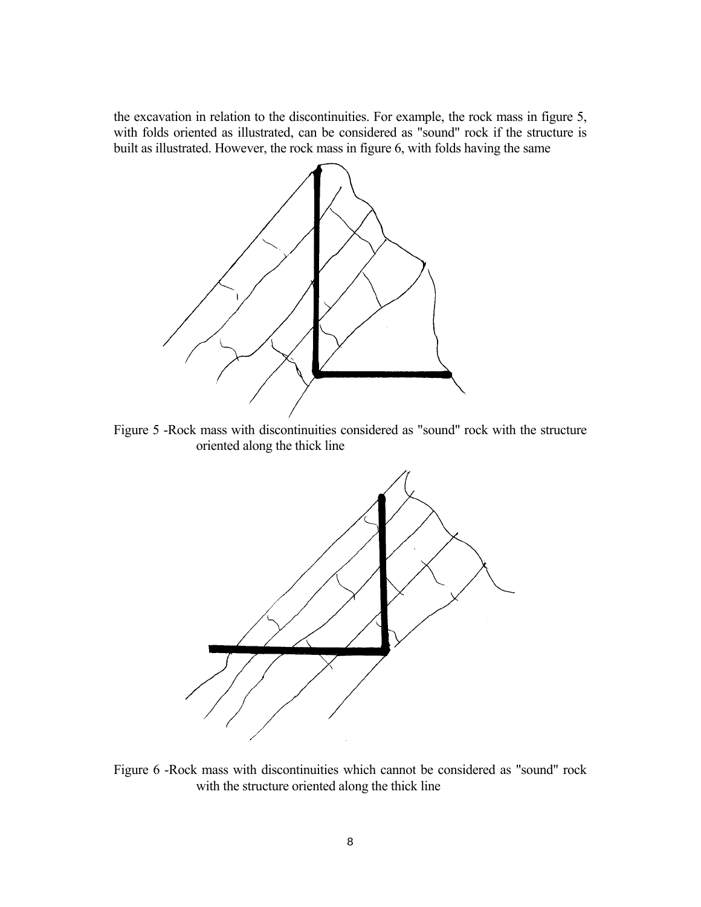the excavation in relation to the discontinuities. For example, the rock mass in figure 5, with folds oriented as illustrated, can be considered as "sound" rock if the structure is built as illustrated. However, the rock mass in figure 6, with folds having the same

Figure 5 -Rock mass with discontinuities considered as "sound" rock with the structure oriented along the thick line

Figure 6 -Rock mass with discontinuities which cannot be considered as "sound" rock with the structure oriented along the thick line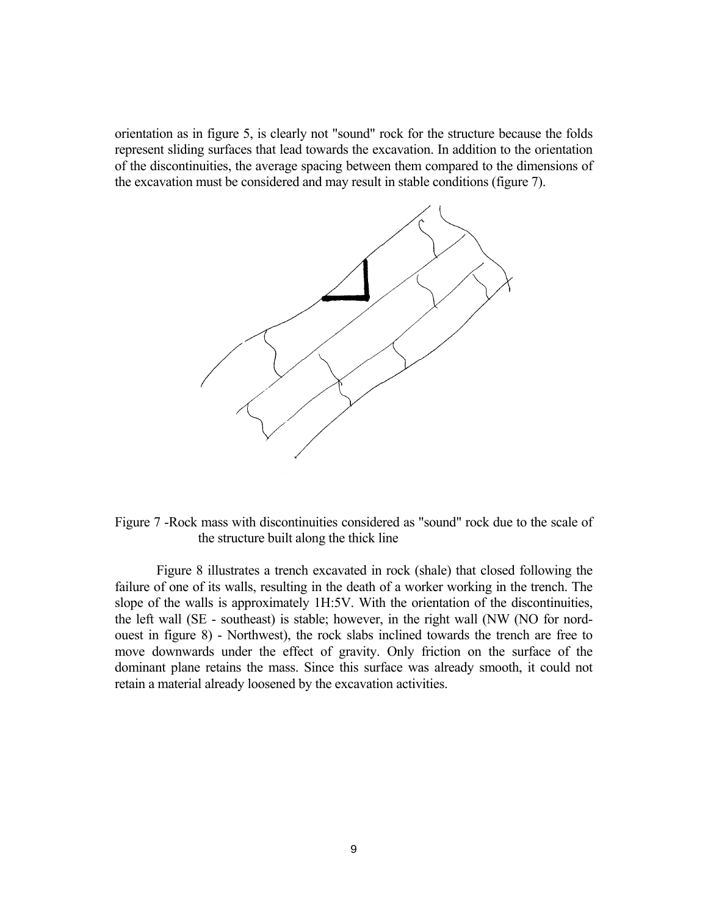orientation as in figure 5, is clearly not "sound" rock for the structure because the folds represent sliding surfaces that lead towards the excavation. In addition to the orientation of the discontinuities, the average spacing between them compared to the dimensions of the excavation must be considered and may result in stable conditions (figure 7).

Figure 7 -Rock mass with discontinuities considered as "sound" rock due to the scale of the structure built along the thick line

Figure 8 illustrates a trench excavated in rock (shale) that closed following the failure of one of its walls, resulting in the death of a worker working in the trench. The slope of the walls is approximately 1H:5V. With the orientation of the discontinuities, the left wall (SE - southeast) is stable; however, in the right wall (NW (NO for nord-ouest in figure 8) - Northwest), the rock slabs inclined towards the trench are free to move downwards under the effect of gravity. Only friction on the surface of the dominant plane retains the mass. Since this surface was already smooth, it could not retain a material already loosened by the excavation activities.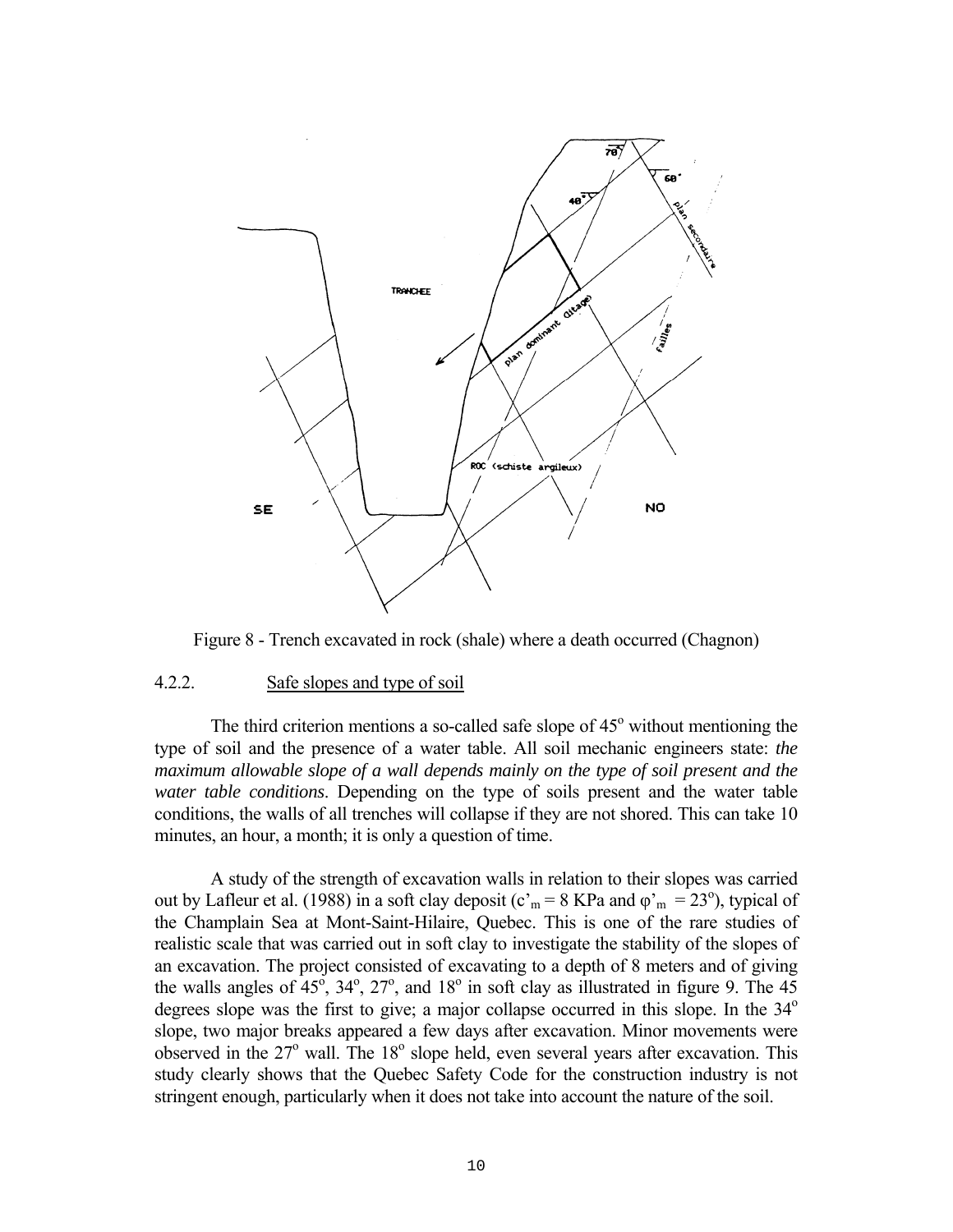Figure 8 - Trench excavated in rock (shale) where a death occurred (Chagnon)

#### 4.2.2. Safe slopes and type of soil

The third criterion mentions a so-called safe slope of 45° without mentioning the type of soil and the presence of a water table. All soil mechanic engineers state: *the maximum allowable slope of a wall depends mainly on the type of soil present and the water table conditions*. Depending on the type of soils present and the water table conditions, the walls of all trenches will collapse if they are not shored. This can take 10 minutes, an hour, a month; it is only a question of time.

A study of the strength of excavation walls in relation to their slopes was carried out by Lafleur et al. (1988) in a soft clay deposit ($c'_m = 8$ KPa and $\varphi'_m = 23°$), typical of the Champlain Sea at Mont-Saint-Hilaire, Quebec. This is one of the rare studies of realistic scale that was carried out in soft clay to investigate the stability of the slopes of an excavation. The project consisted of excavating to a depth of 8 meters and of giving the walls angles of 45°, 34°, 27°, and 18° in soft clay as illustrated in figure 9. The 45 degrees slope was the first to give; a major collapse occurred in this slope. In the 34° slope, two major breaks appeared a few days after excavation. Minor movements were observed in the 27° wall. The 18° slope held, even several years after excavation. This study clearly shows that the Quebec Safety Code for the construction industry is not stringent enough, particularly when it does not take into account the nature of the soil.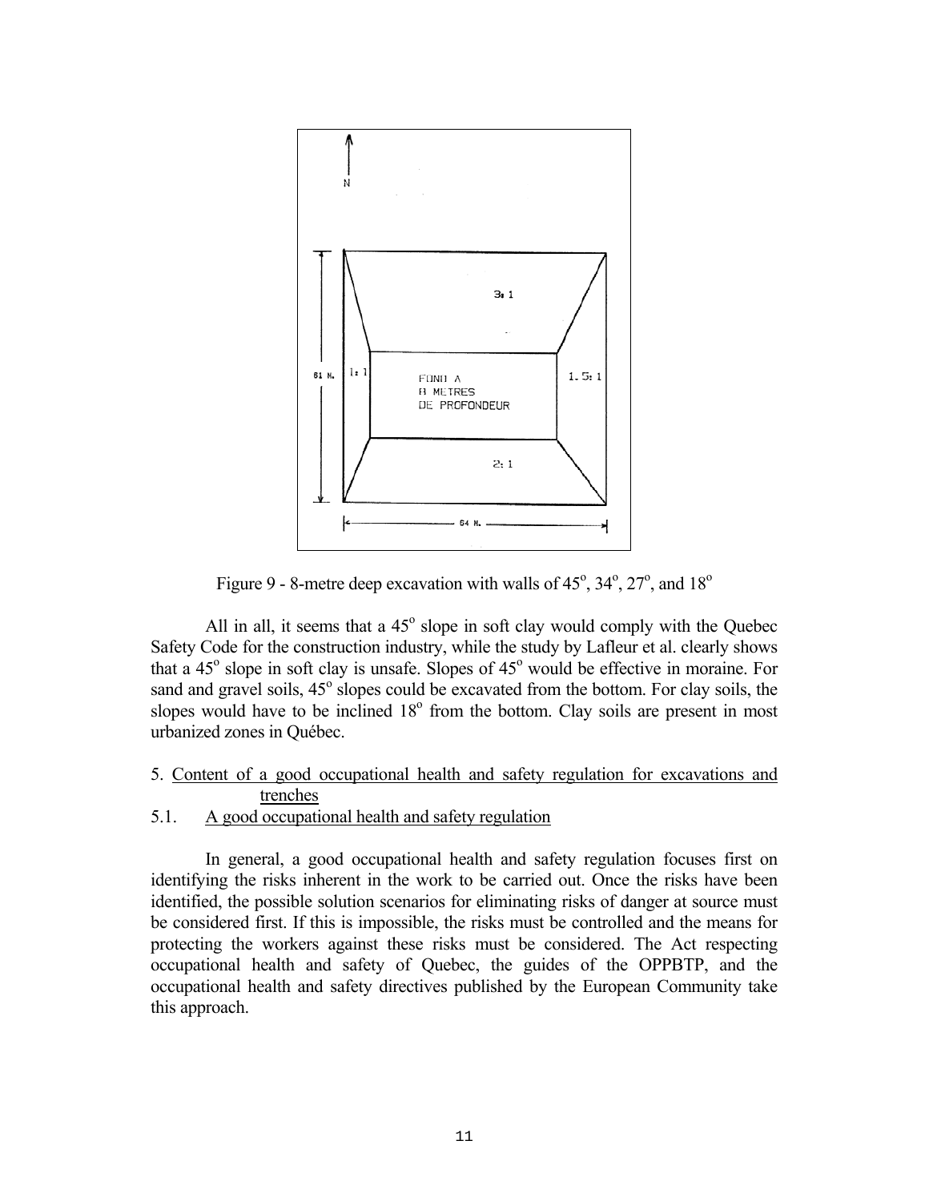Figure 9 - 8-metre deep excavation with walls of 45°, 34°, 27°, and 18°

All in all, it seems that a 45° slope in soft clay would comply with the Quebec Safety Code for the construction industry, while the study by Lafleur et al. clearly shows that a 45° slope in soft clay is unsafe. Slopes of 45° would be effective in moraine. For sand and gravel soils, 45° slopes could be excavated from the bottom. For clay soils, the slopes would have to be inclined 18° from the bottom. Clay soils are present in most urbanized zones in Québec.

## 5. Content of a good occupational health and safety regulation for excavations and trenches

### 5.1. A good occupational health and safety regulation

In general, a good occupational health and safety regulation focuses first on identifying the risks inherent in the work to be carried out. Once the risks have been identified, the possible solution scenarios for eliminating risks of danger at source must be considered first. If this is impossible, the risks must be controlled and the means for protecting the workers against these risks must be considered. The Act respecting occupational health and safety of Quebec, the guides of the OPPBTP, and the occupational health and safety directives published by the European Community take this approach.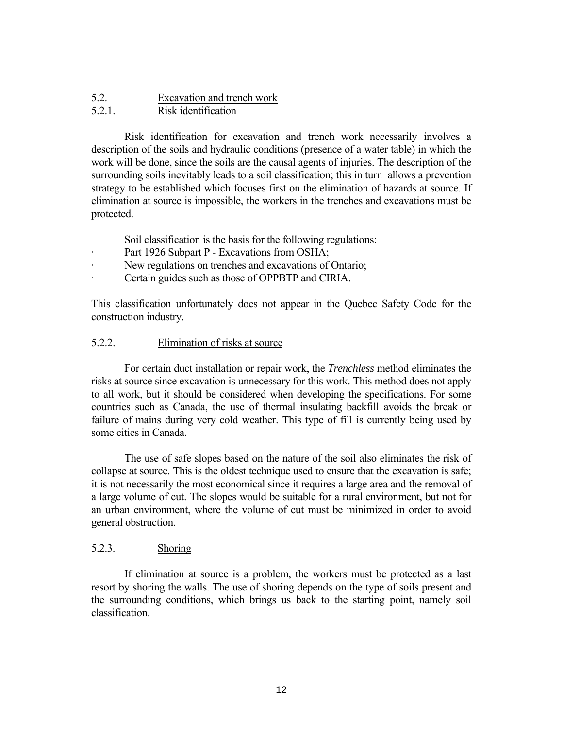## 5.2. Excavation and trench work

### 5.2.1. Risk identification

Risk identification for excavation and trench work necessarily involves a description of the soils and hydraulic conditions (presence of a water table) in which the work will be done, since the soils are the causal agents of injuries. The description of the surrounding soils inevitably leads to a soil classification; this in turn allows a prevention strategy to be established which focuses first on the elimination of hazards at source. If elimination at source is impossible, the workers in the trenches and excavations must be protected.

Soil classification is the basis for the following regulations:

- Part 1926 Subpart P - Excavations from OSHA;
- New regulations on trenches and excavations of Ontario;
- Certain guides such as those of OPPBTP and CIRIA.

This classification unfortunately does not appear in the Quebec Safety Code for the construction industry.

### 5.2.2. Elimination of risks at source

For certain duct installation or repair work, the *Trenchless* method eliminates the risks at source since excavation is unnecessary for this work. This method does not apply to all work, but it should be considered when developing the specifications. For some countries such as Canada, the use of thermal insulating backfill avoids the break or failure of mains during very cold weather. This type of fill is currently being used by some cities in Canada.

The use of safe slopes based on the nature of the soil also eliminates the risk of collapse at source. This is the oldest technique used to ensure that the excavation is safe; it is not necessarily the most economical since it requires a large area and the removal of a large volume of cut. The slopes would be suitable for a rural environment, but not for an urban environment, where the volume of cut must be minimized in order to avoid general obstruction.

### 5.2.3. Shoring

If elimination at source is a problem, the workers must be protected as a last resort by shoring the walls. The use of shoring depends on the type of soils present and the surrounding conditions, which brings us back to the starting point, namely soil classification.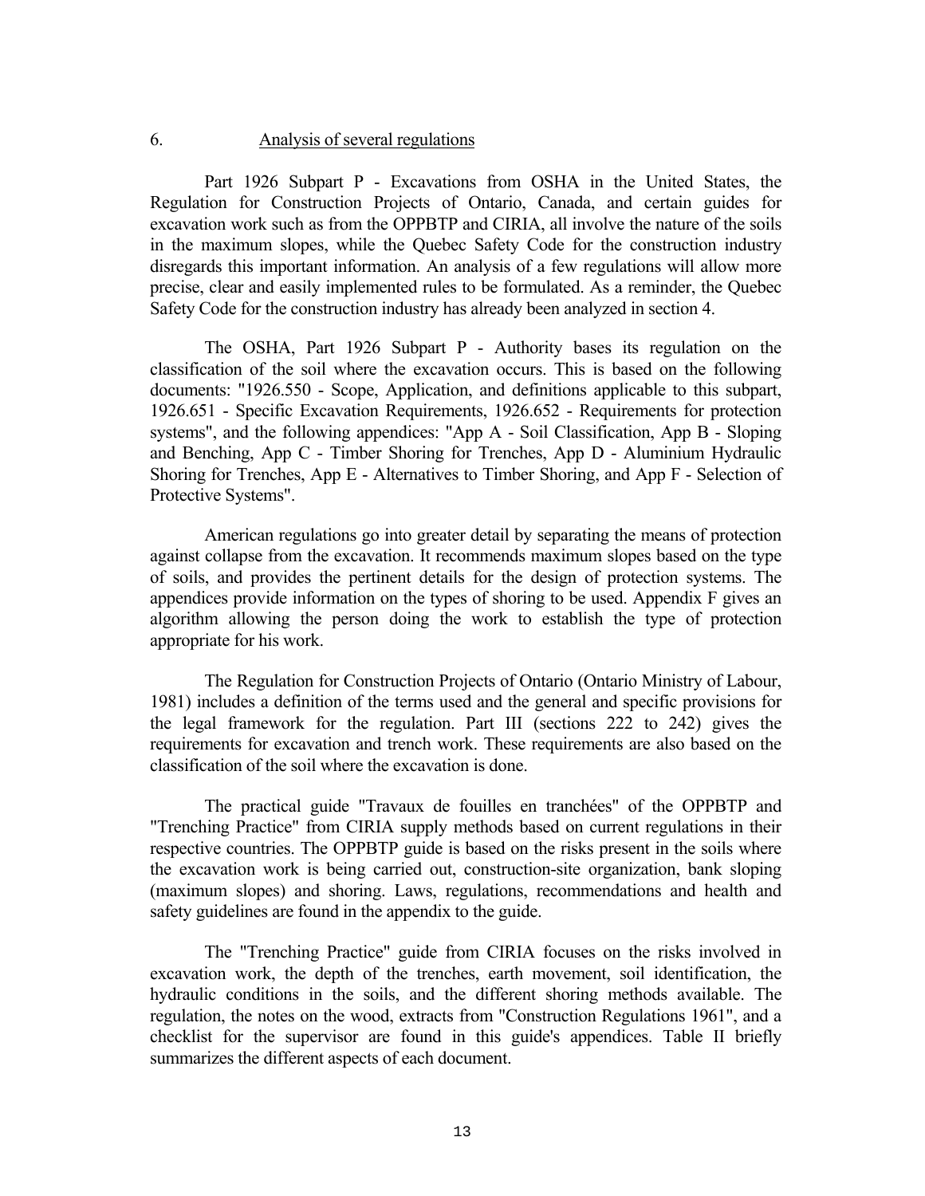## 6. <u>Analysis of several regulations</u>

Part 1926 Subpart P - Excavations from OSHA in the United States, the Regulation for Construction Projects of Ontario, Canada, and certain guides for excavation work such as from the OPPBTP and CIRIA, all involve the nature of the soils in the maximum slopes, while the Quebec Safety Code for the construction industry disregards this important information. An analysis of a few regulations will allow more precise, clear and easily implemented rules to be formulated. As a reminder, the Quebec Safety Code for the construction industry has already been analyzed in section 4.

The OSHA, Part 1926 Subpart P - Authority bases its regulation on the classification of the soil where the excavation occurs. This is based on the following documents: "1926.550 - Scope, Application, and definitions applicable to this subpart, 1926.651 - Specific Excavation Requirements, 1926.652 - Requirements for protection systems", and the following appendices: "App A - Soil Classification, App B - Sloping and Benching, App C - Timber Shoring for Trenches, App D - Aluminium Hydraulic Shoring for Trenches, App E - Alternatives to Timber Shoring, and App F - Selection of Protective Systems".

American regulations go into greater detail by separating the means of protection against collapse from the excavation. It recommends maximum slopes based on the type of soils, and provides the pertinent details for the design of protection systems. The appendices provide information on the types of shoring to be used. Appendix F gives an algorithm allowing the person doing the work to establish the type of protection appropriate for his work.

The Regulation for Construction Projects of Ontario (Ontario Ministry of Labour, 1981) includes a definition of the terms used and the general and specific provisions for the legal framework for the regulation. Part III (sections 222 to 242) gives the requirements for excavation and trench work. These requirements are also based on the classification of the soil where the excavation is done.

The practical guide "Travaux de fouilles en tranchées" of the OPPBTP and "Trenching Practice" from CIRIA supply methods based on current regulations in their respective countries. The OPPBTP guide is based on the risks present in the soils where the excavation work is being carried out, construction-site organization, bank sloping (maximum slopes) and shoring. Laws, regulations, recommendations and health and safety guidelines are found in the appendix to the guide.

The "Trenching Practice" guide from CIRIA focuses on the risks involved in excavation work, the depth of the trenches, earth movement, soil identification, the hydraulic conditions in the soils, and the different shoring methods available. The regulation, the notes on the wood, extracts from "Construction Regulations 1961", and a checklist for the supervisor are found in this guide's appendices. Table II briefly summarizes the different aspects of each document.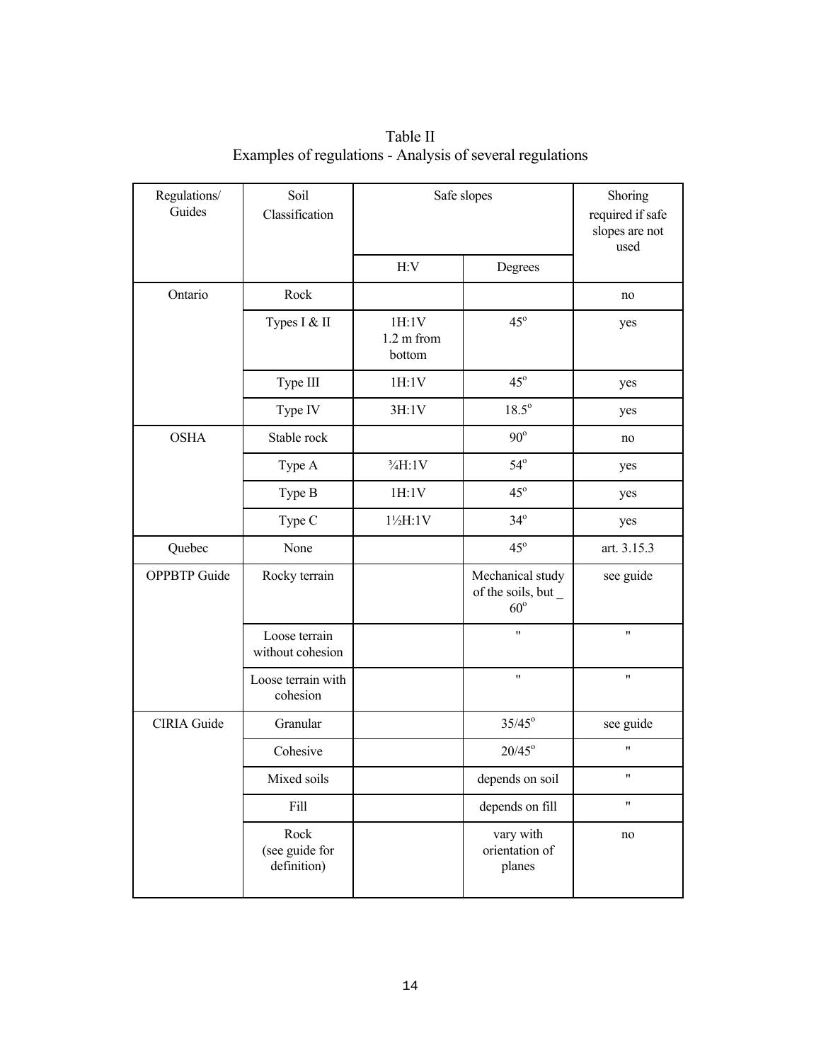Table II
Examples of regulations - Analysis of several regulations

| Regulations/ Guides | Soil Classification | Safe slopes | | Shoring required if safe slopes are not used |
|---|---|---|---|---|
| | | H:V | Degrees | |
| Ontario | Rock | | | no |
| | Types I & II | 1H:1V 1.2 m from bottom | 45° | yes |
| | Type III | 1H:1V | 45° | yes |
| | Type IV | 3H:1V | 18.5° | yes |
| OSHA | Stable rock | | 90° | no |
| | Type A | ¾H:1V | 54° | yes |
| | Type B | 1H:1V | 45° | yes |
| | Type C | 1½H:1V | 34° | yes |
| Quebec | None | | 45° | art. 3.15.3 |
| OPPBTP Guide | Rocky terrain | | Mechanical study of the soils, but _ 60° | see guide |
| | Loose terrain without cohesion | | " | " |
| | Loose terrain with cohesion | | " | " |
| CIRIA Guide | Granular | | 35/45° | see guide |
| | Cohesive | | 20/45° | " |
| | Mixed soils | | depends on soil | " |
| | Fill | | depends on fill | " |
| | Rock (see guide for definition) | | vary with orientation of planes | no |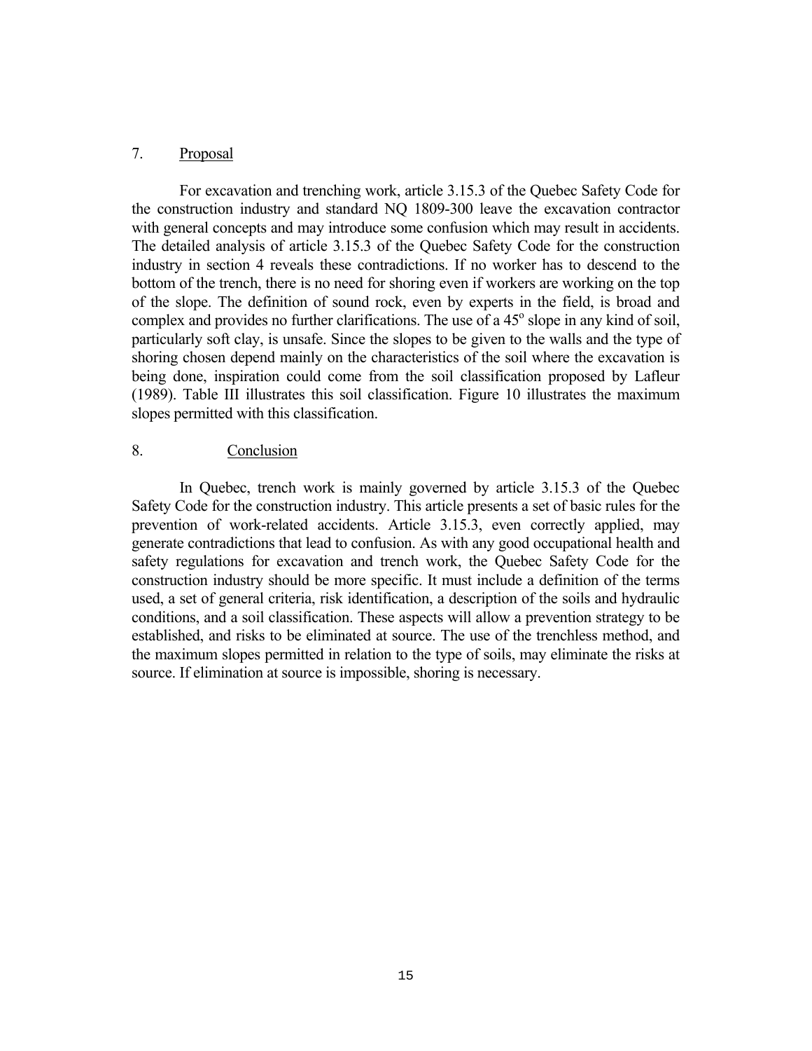## 7. Proposal

For excavation and trenching work, article 3.15.3 of the Quebec Safety Code for the construction industry and standard NQ 1809-300 leave the excavation contractor with general concepts and may introduce some confusion which may result in accidents. The detailed analysis of article 3.15.3 of the Quebec Safety Code for the construction industry in section 4 reveals these contradictions. If no worker has to descend to the bottom of the trench, there is no need for shoring even if workers are working on the top of the slope. The definition of sound rock, even by experts in the field, is broad and complex and provides no further clarifications. The use of a $45^{o}$ slope in any kind of soil, particularly soft clay, is unsafe. Since the slopes to be given to the walls and the type of shoring chosen depend mainly on the characteristics of the soil where the excavation is being done, inspiration could come from the soil classification proposed by Lafleur (1989). Table III illustrates this soil classification. Figure 10 illustrates the maximum slopes permitted with this classification.

## 8. Conclusion

In Quebec, trench work is mainly governed by article 3.15.3 of the Quebec Safety Code for the construction industry. This article presents a set of basic rules for the prevention of work-related accidents. Article 3.15.3, even correctly applied, may generate contradictions that lead to confusion. As with any good occupational health and safety regulations for excavation and trench work, the Quebec Safety Code for the construction industry should be more specific. It must include a definition of the terms used, a set of general criteria, risk identification, a description of the soils and hydraulic conditions, and a soil classification. These aspects will allow a prevention strategy to be established, and risks to be eliminated at source. The use of the trenchless method, and the maximum slopes permitted in relation to the type of soils, may eliminate the risks at source. If elimination at source is impossible, shoring is necessary.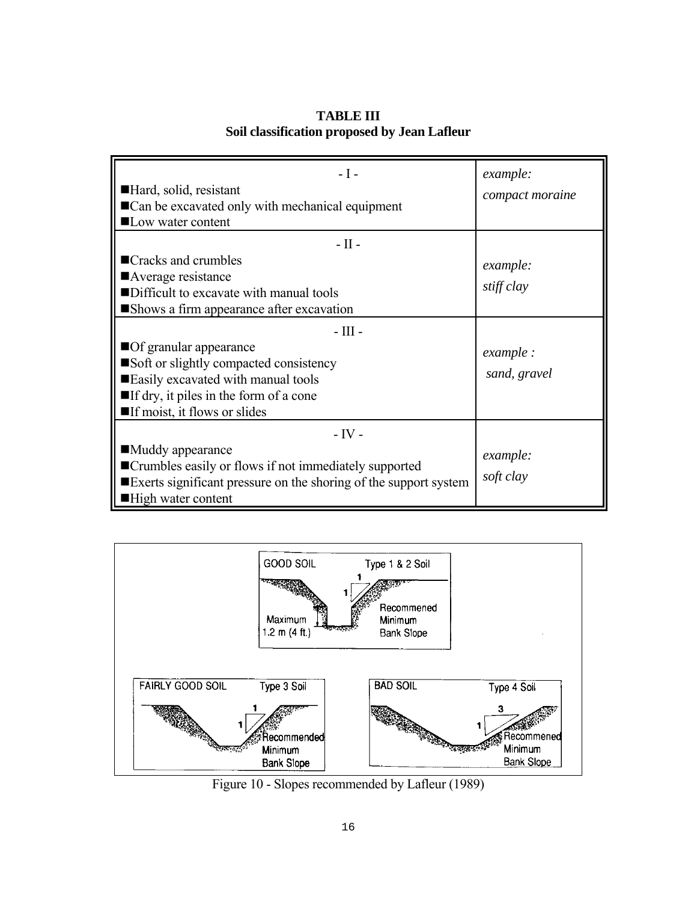**TABLE III**
**Soil classification proposed by Jean Lafleur**

| | |
|---|---|
| - I -<br>■Hard, solid, resistant<br>■Can be excavated only with mechanical equipment<br>■Low water content | *example:*<br>*compact moraine* |
| - II -<br>■Cracks and crumbles<br>■Average resistance<br>■Difficult to excavate with manual tools<br>■Shows a firm appearance after excavation | *example:*<br>*stiff clay* |
| - III -<br>■Of granular appearance<br>■Soft or slightly compacted consistency<br>■Easily excavated with manual tools<br>■If dry, it piles in the form of a cone<br>■If moist, it flows or slides | *example :*<br>*sand, gravel* |
| - IV -<br>■Muddy appearance<br>■Crumbles easily or flows if not immediately supported<br>■Exerts significant pressure on the shoring of the support system<br>■High water content | *example:*<br>*soft clay* |

Figure 10 - Slopes recommended by Lafleur (1989)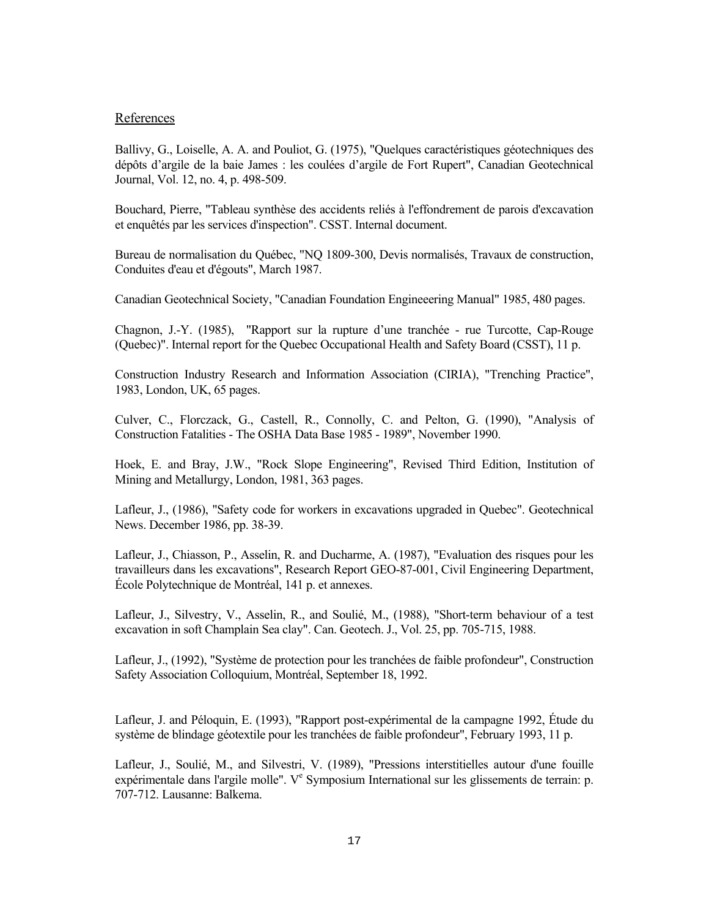## References

Ballivy, G., Loiselle, A. A. and Pouliot, G. (1975), "Quelques caractéristiques géotechniques des dépôts d'argile de la baie James : les coulées d'argile de Fort Rupert", Canadian Geotechnical Journal, Vol. 12, no. 4, p. 498-509.

Bouchard, Pierre, "Tableau synthèse des accidents reliés à l'effondrement de parois d'excavation et enquêtés par les services d'inspection". CSST. Internal document.

Bureau de normalisation du Québec, "NQ 1809-300, Devis normalisés, Travaux de construction, Conduites d'eau et d'égouts", March 1987.

Canadian Geotechnical Society, "Canadian Foundation Engineeering Manual" 1985, 480 pages.

Chagnon, J.-Y. (1985), "Rapport sur la rupture d'une tranchée - rue Turcotte, Cap-Rouge (Quebec)". Internal report for the Quebec Occupational Health and Safety Board (CSST), 11 p.

Construction Industry Research and Information Association (CIRIA), "Trenching Practice", 1983, London, UK, 65 pages.

Culver, C., Florczack, G., Castell, R., Connolly, C. and Pelton, G. (1990), "Analysis of Construction Fatalities - The OSHA Data Base 1985 - 1989", November 1990.

Hoek, E. and Bray, J.W., "Rock Slope Engineering", Revised Third Edition, Institution of Mining and Metallurgy, London, 1981, 363 pages.

Lafleur, J., (1986), "Safety code for workers in excavations upgraded in Quebec". Geotechnical News. December 1986, pp. 38-39.

Lafleur, J., Chiasson, P., Asselin, R. and Ducharme, A. (1987), "Evaluation des risques pour les travailleurs dans les excavations", Research Report GEO-87-001, Civil Engineering Department, École Polytechnique de Montréal, 141 p. et annexes.

Lafleur, J., Silvestry, V., Asselin, R., and Soulié, M., (1988), "Short-term behaviour of a test excavation in soft Champlain Sea clay". Can. Geotech. J., Vol. 25, pp. 705-715, 1988.

Lafleur, J., (1992), "Système de protection pour les tranchées de faible profondeur", Construction Safety Association Colloquium, Montréal, September 18, 1992.

Lafleur, J. and Péloquin, E. (1993), "Rapport post-expérimental de la campagne 1992, Étude du système de blindage géotextile pour les tranchées de faible profondeur", February 1993, 11 p.

Lafleur, J., Soulié, M., and Silvestri, V. (1989), "Pressions interstitielles autour d'une fouille expérimentale dans l'argile molle". V[e] Symposium International sur les glissements de terrain: p. 707-712. Lausanne: Balkema.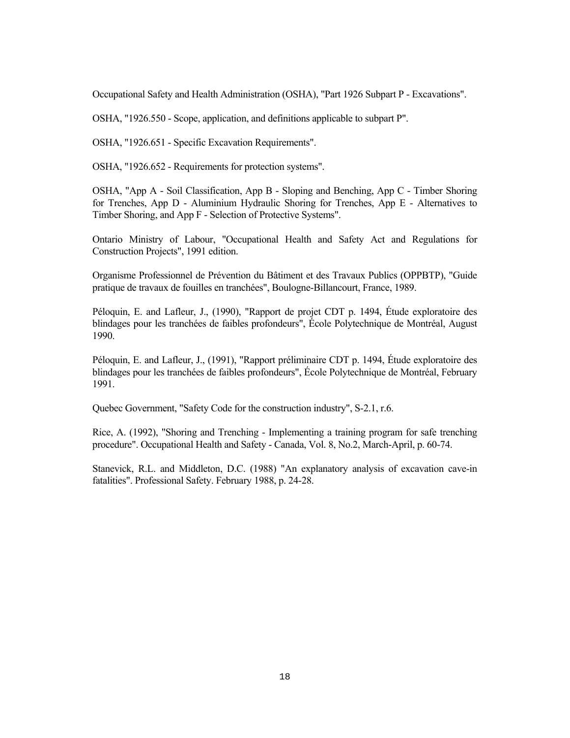Occupational Safety and Health Administration (OSHA), "Part 1926 Subpart P - Excavations".

OSHA, "1926.550 - Scope, application, and definitions applicable to subpart P".

OSHA, "1926.651 - Specific Excavation Requirements".

OSHA, "1926.652 - Requirements for protection systems".

OSHA, "App A - Soil Classification, App B - Sloping and Benching, App C - Timber Shoring for Trenches, App D - Aluminium Hydraulic Shoring for Trenches, App E - Alternatives to Timber Shoring, and App F - Selection of Protective Systems".

Ontario Ministry of Labour, "Occupational Health and Safety Act and Regulations for Construction Projects", 1991 edition.

Organisme Professionnel de Prévention du Bâtiment et des Travaux Publics (OPPBTP), "Guide pratique de travaux de fouilles en tranchées", Boulogne-Billancourt, France, 1989.

Péloquin, E. and Lafleur, J., (1990), "Rapport de projet CDT p. 1494, Étude exploratoire des blindages pour les tranchées de faibles profondeurs", École Polytechnique de Montréal, August 1990.

Péloquin, E. and Lafleur, J., (1991), "Rapport préliminaire CDT p. 1494, Étude exploratoire des blindages pour les tranchées de faibles profondeurs", École Polytechnique de Montréal, February 1991.

Quebec Government, "Safety Code for the construction industry", S-2.1, r.6.

Rice, A. (1992), "Shoring and Trenching - Implementing a training program for safe trenching procedure". Occupational Health and Safety - Canada, Vol. 8, No.2, March-April, p. 60-74.

Stanevick, R.L. and Middleton, D.C. (1988) "An explanatory analysis of excavation cave-in fatalities". Professional Safety. February 1988, p. 24-28.